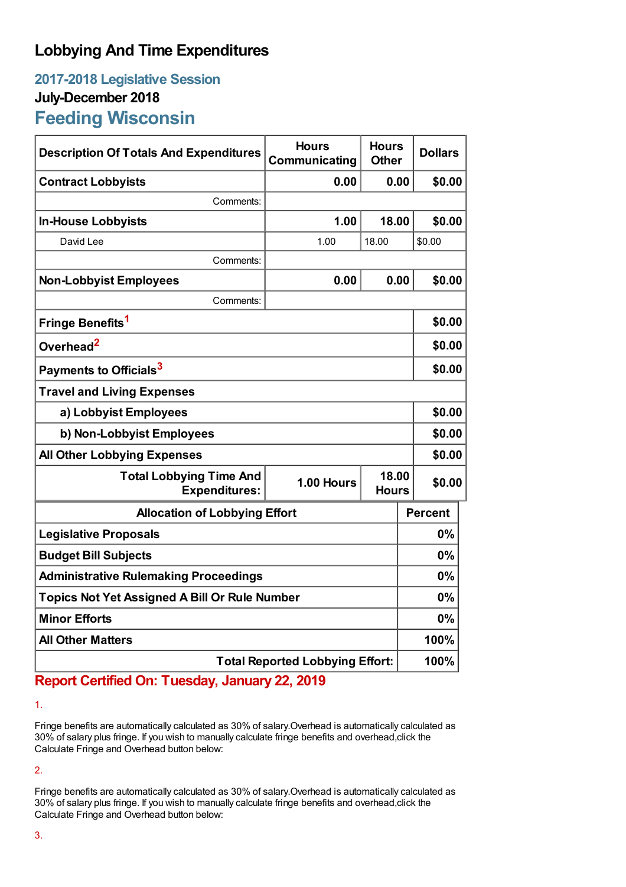# Lobbying And Time Expenditures

## 2017-2018 Legislative Session

### July-December 2018

## Feeding Wisconsin

| Description Of Totals And Expenditures | Hours Communicating | Hours Other | Dollars |
|---|---|---|---|
| **Contract Lobbyists** | **0.00** | **0.00** | **$0.00** |
| Comments: | | | |
| **In-House Lobbyists** | **1.00** | **18.00** | **$0.00** |
| David Lee | 1.00 | 18.00 | $0.00 |
| Comments: | | | |
| **Non-Lobbyist Employees** | **0.00** | **0.00** | **$0.00** |
| Comments: | | | |
| **Fringe Benefits**[1] | | | **$0.00** |
| **Overhead**[2] | | | **$0.00** |
| **Payments to Officials**[3] | | | **$0.00** |
| **Travel and Living Expenses** | | | |
| a) Lobbyist Employees | | | **$0.00** |
| b) Non-Lobbyist Employees | | | **$0.00** |
| **All Other Lobbying Expenses** | | | **$0.00** |
| **Total Lobbying Time And Expenditures:** | **1.00 Hours** | **18.00 Hours** | **$0.00** |

| Allocation of Lobbying Effort | Percent |
|---|---|
| **Legislative Proposals** | **0%** |
| **Budget Bill Subjects** | **0%** |
| **Administrative Rulemaking Proceedings** | **0%** |
| **Topics Not Yet Assigned A Bill Or Rule Number** | **0%** |
| **Minor Efforts** | **0%** |
| **All Other Matters** | **100%** |
| **Total Reported Lobbying Effort:** | **100%** |

**Report Certified On: Tuesday, January 22, 2019**

1.

Fringe benefits are automatically calculated as 30% of salary.Overhead is automatically calculated as 30% of salary plus fringe. If you wish to manually calculate fringe benefits and overhead,click the Calculate Fringe and Overhead button below:

2.

Fringe benefits are automatically calculated as 30% of salary.Overhead is automatically calculated as 30% of salary plus fringe. If you wish to manually calculate fringe benefits and overhead,click the Calculate Fringe and Overhead button below:

3.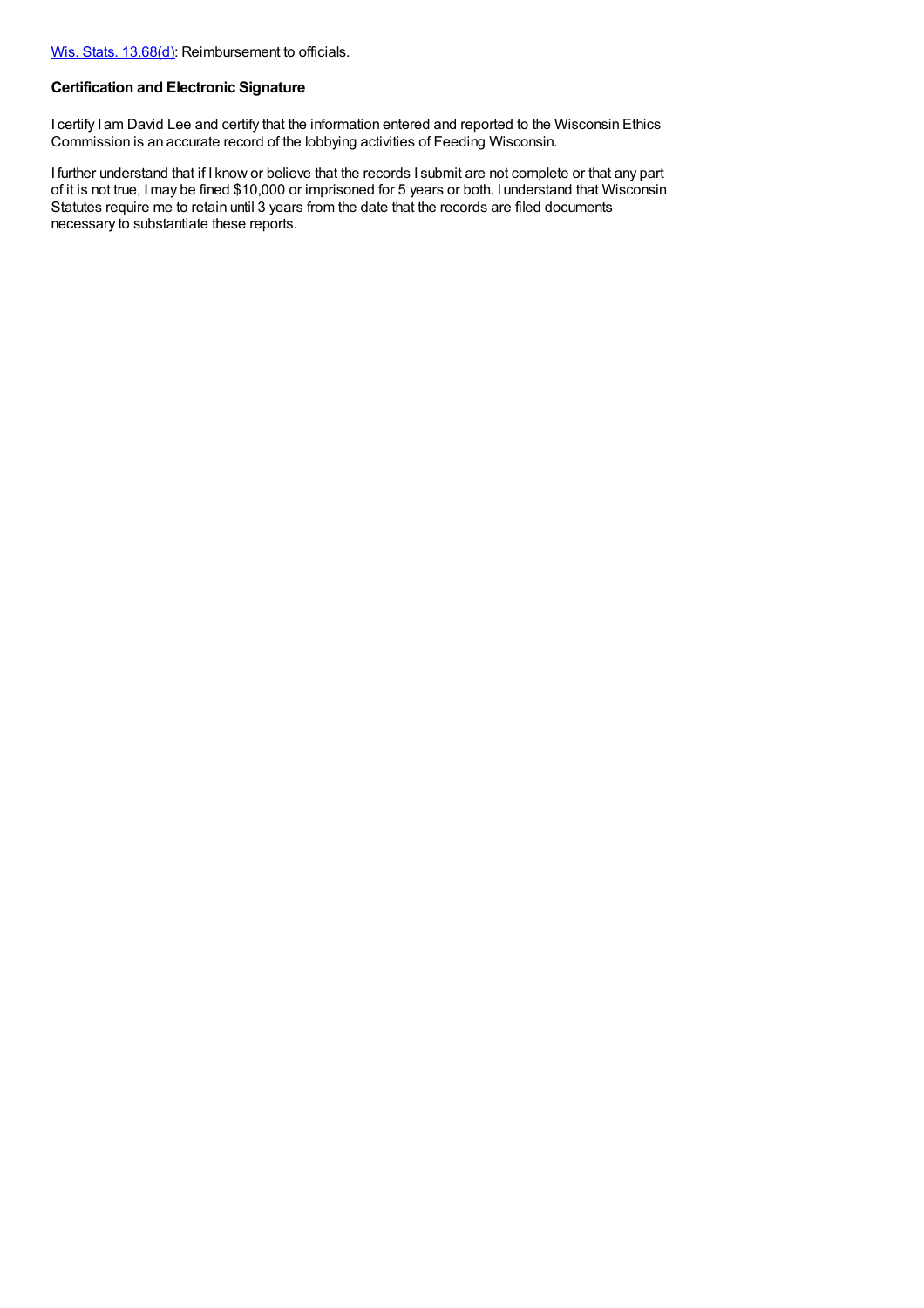Wis. Stats. 13.68(d): Reimbursement to officials.

**Certification and Electronic Signature**

I certify I am David Lee and certify that the information entered and reported to the Wisconsin Ethics Commission is an accurate record of the lobbying activities of Feeding Wisconsin.

I further understand that if I know or believe that the records I submit are not complete or that any part of it is not true, I may be fined $10,000 or imprisoned for 5 years or both. I understand that Wisconsin Statutes require me to retain until 3 years from the date that the records are filed documents necessary to substantiate these reports.